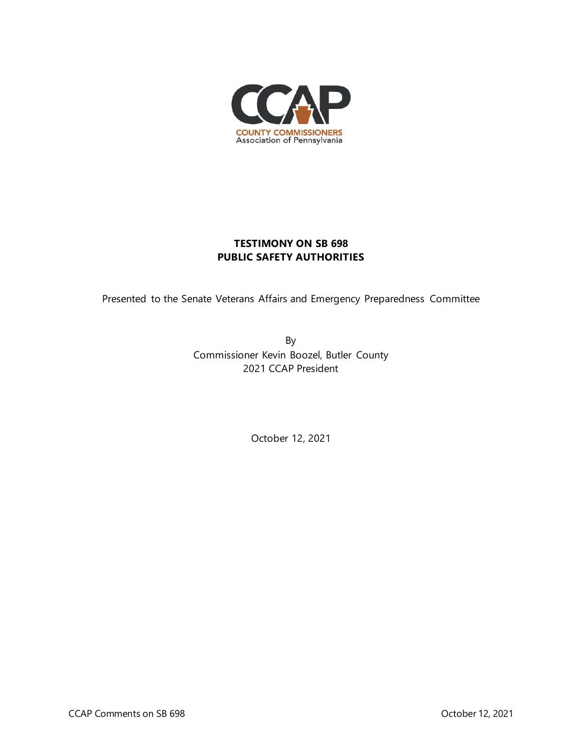CCAP

COUNTY COMMISSIONERS
Association of Pennsylvania

# TESTIMONY ON SB 698
# PUBLIC SAFETY AUTHORITIES

Presented to the Senate Veterans Affairs and Emergency Preparedness Committee

By
Commissioner Kevin Boozel, Butler County
2021 CCAP President

October 12, 2021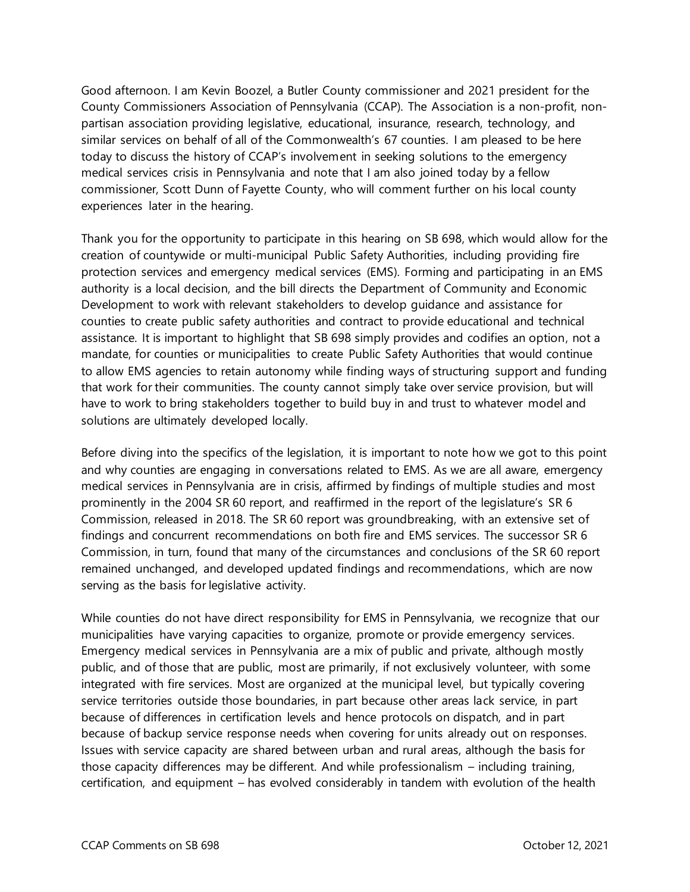Good afternoon. I am Kevin Boozel, a Butler County commissioner and 2021 president for the County Commissioners Association of Pennsylvania (CCAP). The Association is a non-profit, non-partisan association providing legislative, educational, insurance, research, technology, and similar services on behalf of all of the Commonwealth's 67 counties. I am pleased to be here today to discuss the history of CCAP's involvement in seeking solutions to the emergency medical services crisis in Pennsylvania and note that I am also joined today by a fellow commissioner, Scott Dunn of Fayette County, who will comment further on his local county experiences later in the hearing.

Thank you for the opportunity to participate in this hearing on SB 698, which would allow for the creation of countywide or multi-municipal Public Safety Authorities, including providing fire protection services and emergency medical services (EMS). Forming and participating in an EMS authority is a local decision, and the bill directs the Department of Community and Economic Development to work with relevant stakeholders to develop guidance and assistance for counties to create public safety authorities and contract to provide educational and technical assistance. It is important to highlight that SB 698 simply provides and codifies an option, not a mandate, for counties or municipalities to create Public Safety Authorities that would continue to allow EMS agencies to retain autonomy while finding ways of structuring support and funding that work for their communities. The county cannot simply take over service provision, but will have to work to bring stakeholders together to build buy in and trust to whatever model and solutions are ultimately developed locally.

Before diving into the specifics of the legislation, it is important to note how we got to this point and why counties are engaging in conversations related to EMS. As we are all aware, emergency medical services in Pennsylvania are in crisis, affirmed by findings of multiple studies and most prominently in the 2004 SR 60 report, and reaffirmed in the report of the legislature's SR 6 Commission, released in 2018. The SR 60 report was groundbreaking, with an extensive set of findings and concurrent recommendations on both fire and EMS services. The successor SR 6 Commission, in turn, found that many of the circumstances and conclusions of the SR 60 report remained unchanged, and developed updated findings and recommendations, which are now serving as the basis for legislative activity.

While counties do not have direct responsibility for EMS in Pennsylvania, we recognize that our municipalities have varying capacities to organize, promote or provide emergency services. Emergency medical services in Pennsylvania are a mix of public and private, although mostly public, and of those that are public, most are primarily, if not exclusively volunteer, with some integrated with fire services. Most are organized at the municipal level, but typically covering service territories outside those boundaries, in part because other areas lack service, in part because of differences in certification levels and hence protocols on dispatch, and in part because of backup service response needs when covering for units already out on responses. Issues with service capacity are shared between urban and rural areas, although the basis for those capacity differences may be different. And while professionalism – including training, certification, and equipment – has evolved considerably in tandem with evolution of the health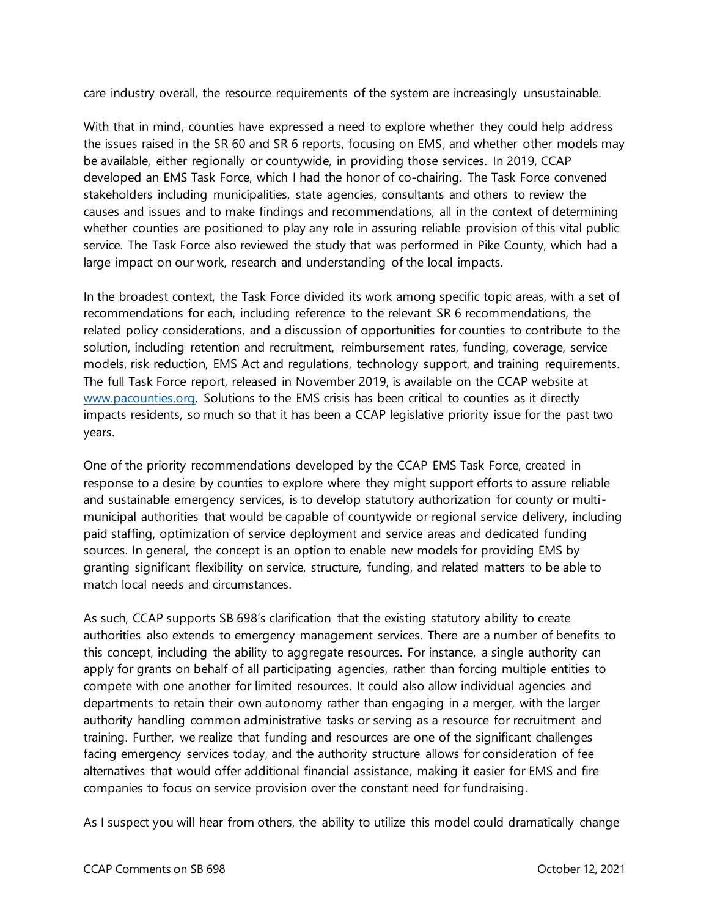care industry overall, the resource requirements of the system are increasingly unsustainable.

With that in mind, counties have expressed a need to explore whether they could help address the issues raised in the SR 60 and SR 6 reports, focusing on EMS, and whether other models may be available, either regionally or countywide, in providing those services. In 2019, CCAP developed an EMS Task Force, which I had the honor of co-chairing. The Task Force convened stakeholders including municipalities, state agencies, consultants and others to review the causes and issues and to make findings and recommendations, all in the context of determining whether counties are positioned to play any role in assuring reliable provision of this vital public service. The Task Force also reviewed the study that was performed in Pike County, which had a large impact on our work, research and understanding of the local impacts.

In the broadest context, the Task Force divided its work among specific topic areas, with a set of recommendations for each, including reference to the relevant SR 6 recommendations, the related policy considerations, and a discussion of opportunities for counties to contribute to the solution, including retention and recruitment, reimbursement rates, funding, coverage, service models, risk reduction, EMS Act and regulations, technology support, and training requirements. The full Task Force report, released in November 2019, is available on the CCAP website at [www.pacounties.org](http://www.pacounties.org). Solutions to the EMS crisis has been critical to counties as it directly impacts residents, so much so that it has been a CCAP legislative priority issue for the past two years.

One of the priority recommendations developed by the CCAP EMS Task Force, created in response to a desire by counties to explore where they might support efforts to assure reliable and sustainable emergency services, is to develop statutory authorization for county or multi-municipal authorities that would be capable of countywide or regional service delivery, including paid staffing, optimization of service deployment and service areas and dedicated funding sources. In general, the concept is an option to enable new models for providing EMS by granting significant flexibility on service, structure, funding, and related matters to be able to match local needs and circumstances.

As such, CCAP supports SB 698's clarification that the existing statutory ability to create authorities also extends to emergency management services. There are a number of benefits to this concept, including the ability to aggregate resources. For instance, a single authority can apply for grants on behalf of all participating agencies, rather than forcing multiple entities to compete with one another for limited resources. It could also allow individual agencies and departments to retain their own autonomy rather than engaging in a merger, with the larger authority handling common administrative tasks or serving as a resource for recruitment and training. Further, we realize that funding and resources are one of the significant challenges facing emergency services today, and the authority structure allows for consideration of fee alternatives that would offer additional financial assistance, making it easier for EMS and fire companies to focus on service provision over the constant need for fundraising.

As I suspect you will hear from others, the ability to utilize this model could dramatically change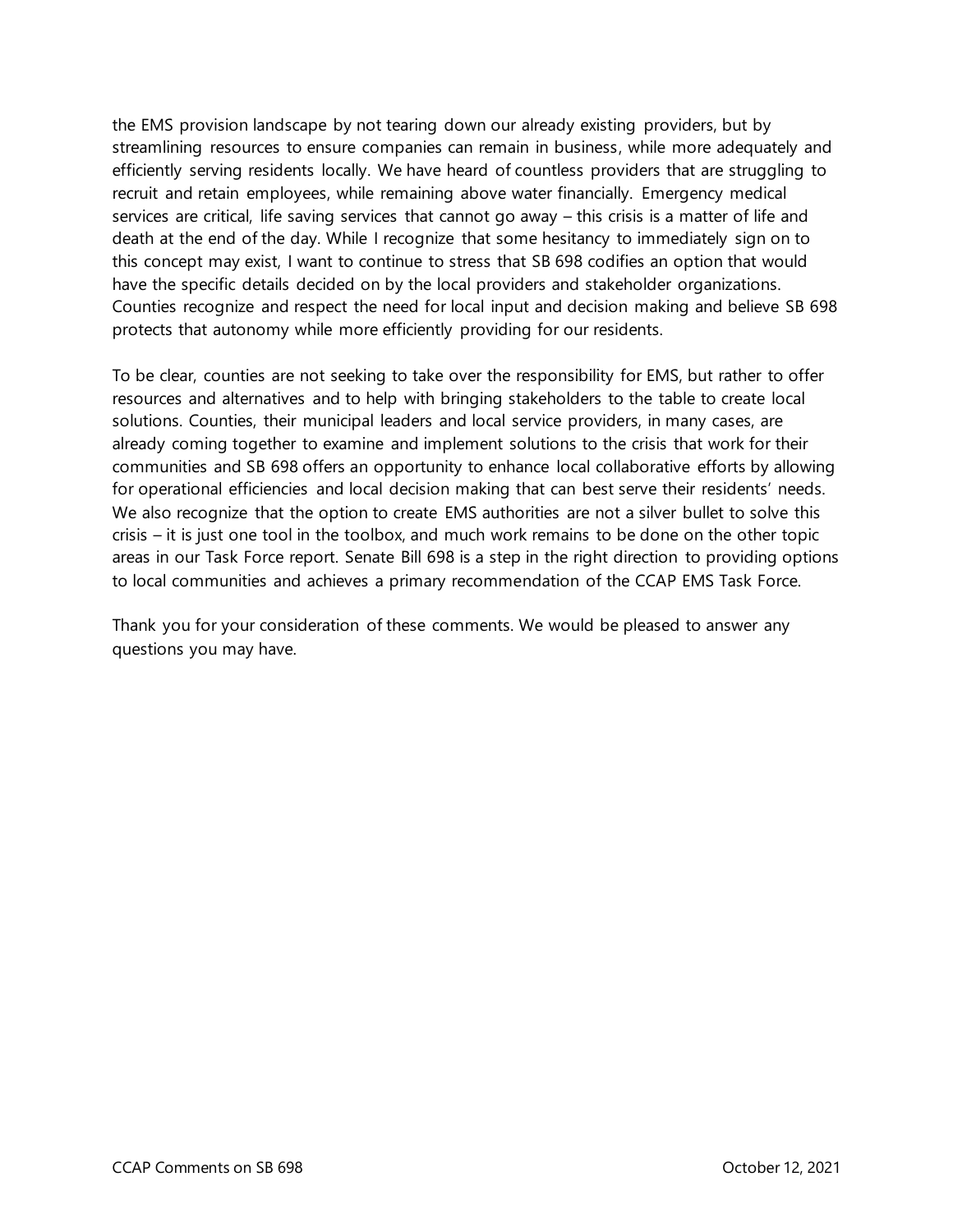the EMS provision landscape by not tearing down our already existing providers, but by streamlining resources to ensure companies can remain in business, while more adequately and efficiently serving residents locally. We have heard of countless providers that are struggling to recruit and retain employees, while remaining above water financially. Emergency medical services are critical, life saving services that cannot go away – this crisis is a matter of life and death at the end of the day. While I recognize that some hesitancy to immediately sign on to this concept may exist, I want to continue to stress that SB 698 codifies an option that would have the specific details decided on by the local providers and stakeholder organizations. Counties recognize and respect the need for local input and decision making and believe SB 698 protects that autonomy while more efficiently providing for our residents.

To be clear, counties are not seeking to take over the responsibility for EMS, but rather to offer resources and alternatives and to help with bringing stakeholders to the table to create local solutions. Counties, their municipal leaders and local service providers, in many cases, are already coming together to examine and implement solutions to the crisis that work for their communities and SB 698 offers an opportunity to enhance local collaborative efforts by allowing for operational efficiencies and local decision making that can best serve their residents' needs. We also recognize that the option to create EMS authorities are not a silver bullet to solve this crisis – it is just one tool in the toolbox, and much work remains to be done on the other topic areas in our Task Force report. Senate Bill 698 is a step in the right direction to providing options to local communities and achieves a primary recommendation of the CCAP EMS Task Force.

Thank you for your consideration of these comments. We would be pleased to answer any questions you may have.